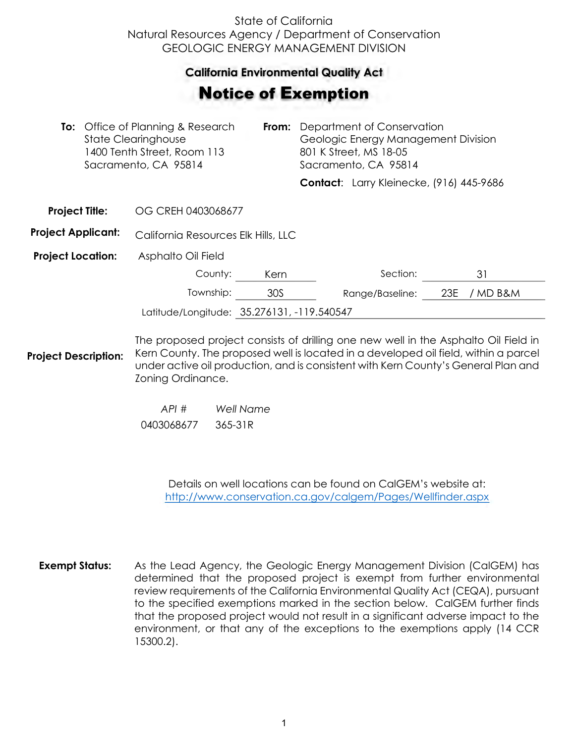State of California
Natural Resources Agency / Department of Conservation
GEOLOGIC ENERGY MANAGEMENT DIVISION

## California Environmental Quality Act

# Notice of Exemption

**To:** Office of Planning & Research
State Clearinghouse
1400 Tenth Street, Room 113
Sacramento, CA 95814

**From:** Department of Conservation
Geologic Energy Management Division
801 K Street, MS 18-05
Sacramento, CA 95814

**Contact**: Larry Kleinecke, (916) 445-9686

**Project Title:** OG CREH 0403068677

**Project Applicant:** California Resources Elk Hills, LLC

**Project Location:** Asphalto Oil Field

County: Kern
Section: 31
Township: 30S
Range/Baseline: 23E / MD B&M
Latitude/Longitude: 35.276131, -119.540547

**Project Description:** The proposed project consists of drilling one new well in the Asphalto Oil Field in Kern County. The proposed well is located in a developed oil field, within a parcel under active oil production, and is consistent with Kern County's General Plan and Zoning Ordinance.

| *API #* | *Well Name* |
|---|---|
| 0403068677 | 365-31R |

Details on well locations can be found on CalGEM's website at:
http://www.conservation.ca.gov/calgem/Pages/Wellfinder.aspx

**Exempt Status:** As the Lead Agency, the Geologic Energy Management Division (CalGEM) has determined that the proposed project is exempt from further environmental review requirements of the California Environmental Quality Act (CEQA), pursuant to the specified exemptions marked in the section below. CalGEM further finds that the proposed project would not result in a significant adverse impact to the environment, or that any of the exceptions to the exemptions apply (14 CCR 15300.2).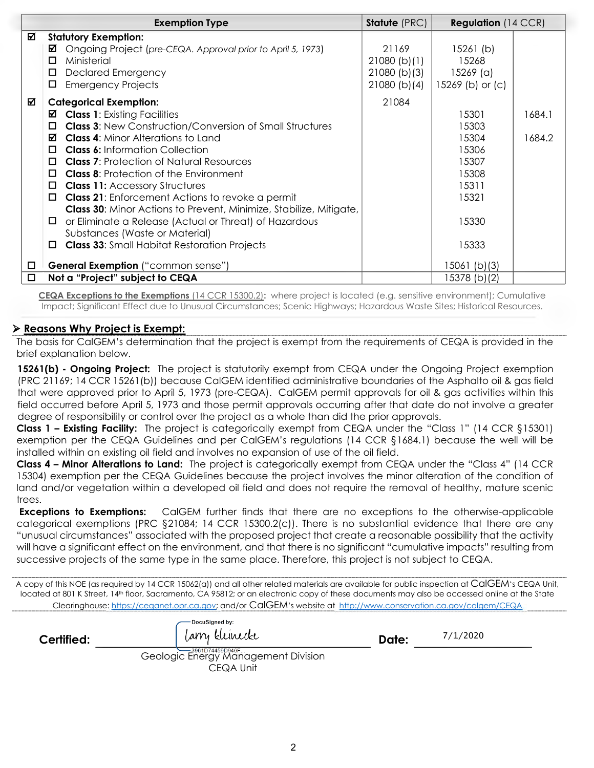| Exemption Type | Statute (PRC) | Regulation (14 CCR) | |
|---|---|---|---|
| ☑ **Statutory Exemption:** | | | |
| ☑ Ongoing Project (*pre-CEQA. Approval prior to April 5, 1973*) | 21169 | 15261 (b) | |
| ☐ Ministerial | 21080 (b)(1) | 15268 | |
| ☐ Declared Emergency | 21080 (b)(3) | 15269 (a) | |
| ☐ Emergency Projects | 21080 (b)(4) | 15269 (b) or (c) | |
| ☑ **Categorical Exemption:** | 21084 | | |
| ☑ **Class 1**: Existing Facilities | | 15301 | 1684.1 |
| ☐ **Class 3**: New Construction/Conversion of Small Structures | | 15303 | |
| ☑ **Class 4**: Minor Alterations to Land | | 15304 | 1684.2 |
| ☐ **Class 6:** Information Collection | | 15306 | |
| ☐ **Class 7**: Protection of Natural Resources | | 15307 | |
| ☐ **Class 8**: Protection of the Environment | | 15308 | |
| ☐ **Class 11:** Accessory Structures | | 15311 | |
| ☐ **Class 21**: Enforcement Actions to revoke a permit | | 15321 | |
| ☐ **Class 30**: Minor Actions to Prevent, Minimize, Stabilize, Mitigate, or Eliminate a Release (Actual or Threat) of Hazardous Substances (Waste or Material) | | 15330 | |
| ☐ **Class 33**: Small Habitat Restoration Projects | | 15333 | |
| ☐ **General Exemption** ("common sense") | | 15061 (b)(3) | |
| ☐ **Not a "Project" subject to CEQA** | | 15378 (b)(2) | |

CEQA Exceptions to the Exemptions (14 CCR 15300.2): where project is located (e.g. sensitive environment); Cumulative Impact; Significant Effect due to Unusual Circumstances; Scenic Highways; Hazardous Waste Sites; Historical Resources.

## ➢ Reasons Why Project is Exempt:

The basis for CalGEM's determination that the project is exempt from the requirements of CEQA is provided in the brief explanation below.

**15261(b) - Ongoing Project:** The project is statutorily exempt from CEQA under the Ongoing Project exemption (PRC 21169; 14 CCR 15261(b)) because CalGEM identified administrative boundaries of the Asphalto oil & gas field that were approved prior to April 5, 1973 (pre-CEQA). CalGEM permit approvals for oil & gas activities within this field occurred before April 5, 1973 and those permit approvals occurring after that date do not involve a greater degree of responsibility or control over the project as a whole than did the prior approvals.

**Class 1 – Existing Facility:** The project is categorically exempt from CEQA under the "Class 1" (14 CCR §15301) exemption per the CEQA Guidelines and per CalGEM's regulations (14 CCR §1684.1) because the well will be installed within an existing oil field and involves no expansion of use of the oil field.

**Class 4 – Minor Alterations to Land:** The project is categorically exempt from CEQA under the "Class 4" (14 CCR 15304) exemption per the CEQA Guidelines because the project involves the minor alteration of the condition of land and/or vegetation within a developed oil field and does not require the removal of healthy, mature scenic trees.

**Exceptions to Exemptions:** CalGEM further finds that there are no exceptions to the otherwise-applicable categorical exemptions (PRC §21084; 14 CCR 15300.2(c)). There is no substantial evidence that there are any "unusual circumstances" associated with the proposed project that create a reasonable possibility that the activity will have a significant effect on the environment, and that there is no significant "cumulative impacts" resulting from successive projects of the same type in the same place. Therefore, this project is not subject to CEQA.

A copy of this NOE (as required by 14 CCR 15062(a)) and all other related materials are available for public inspection at CalGEM's CEQA Unit, located at 801 K Street, 14th floor, Sacramento, CA 95812; or an electronic copy of these documents may also be accessed online at the State Clearinghouse: https://ceqanet.opr.ca.gov; and/or CalGEM's website at http://www.conservation.ca.gov/calgem/CEQA

**Certified:** DocuSigned by: Larry Kleinecke 3961D74459D946F
Geologic Energy Management Division
CEQA Unit

**Date:** 7/1/2020